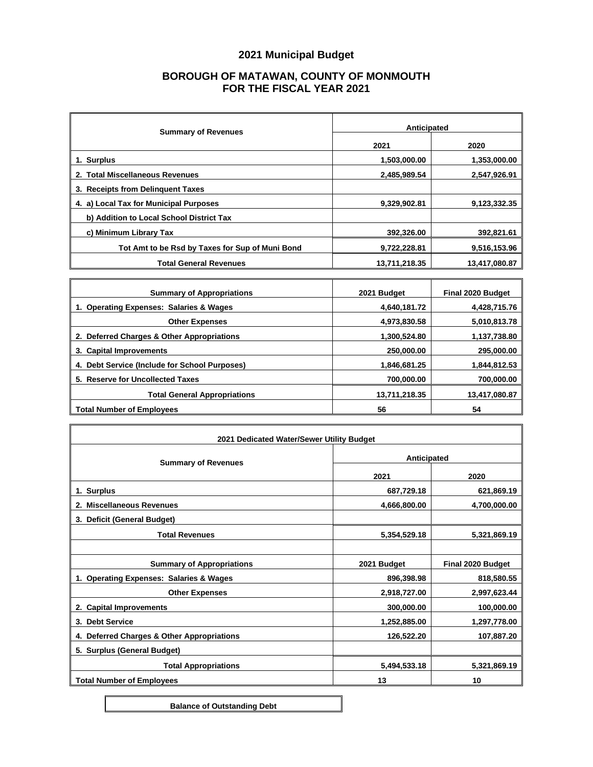# 2021 Municipal Budget

## BOROUGH OF MATAWAN, COUNTY OF MONMOUTH
## FOR THE FISCAL YEAR 2021

| Summary of Revenues | Anticipated | |
|---|---|---|
| | 2021 | 2020 |
| 1. Surplus | 1,503,000.00 | 1,353,000.00 |
| 2. Total Miscellaneous Revenues | 2,485,989.54 | 2,547,926.91 |
| 3. Receipts from Delinquent Taxes | | |
| 4. a) Local Tax for Municipal Purposes | 9,329,902.81 | 9,123,332.35 |
| b) Addition to Local School District Tax | | |
| c) Minimum Library Tax | 392,326.00 | 392,821.61 |
| Tot Amt to be Rsd by Taxes for Sup of Muni Bond | 9,722,228.81 | 9,516,153.96 |
| Total General Revenues | 13,711,218.35 | 13,417,080.87 |

| Summary of Appropriations | 2021 Budget | Final 2020 Budget |
|---|---|---|
| 1. Operating Expenses: Salaries & Wages | 4,640,181.72 | 4,428,715.76 |
| Other Expenses | 4,973,830.58 | 5,010,813.78 |
| 2. Deferred Charges & Other Appropriations | 1,300,524.80 | 1,137,738.80 |
| 3. Capital Improvements | 250,000.00 | 295,000.00 |
| 4. Debt Service (Include for School Purposes) | 1,846,681.25 | 1,844,812.53 |
| 5. Reserve for Uncollected Taxes | 700,000.00 | 700,000.00 |
| Total General Appropriations | 13,711,218.35 | 13,417,080.87 |
| Total Number of Employees | 56 | 54 |

| 2021 Dedicated Water/Sewer Utility Budget | | |
|---|---|---|
| Summary of Revenues | Anticipated | |
| | 2021 | 2020 |
| 1. Surplus | 687,729.18 | 621,869.19 |
| 2. Miscellaneous Revenues | 4,666,800.00 | 4,700,000.00 |
| 3. Deficit (General Budget) | | |
| Total Revenues | 5,354,529.18 | 5,321,869.19 |
| | | |
| Summary of Appropriations | 2021 Budget | Final 2020 Budget |
| 1. Operating Expenses: Salaries & Wages | 896,398.98 | 818,580.55 |
| Other Expenses | 2,918,727.00 | 2,997,623.44 |
| 2. Capital Improvements | 300,000.00 | 100,000.00 |
| 3. Debt Service | 1,252,885.00 | 1,297,778.00 |
| 4. Deferred Charges & Other Appropriations | 126,522.20 | 107,887.20 |
| 5. Surplus (General Budget) | | |
| Total Appropriations | 5,494,533.18 | 5,321,869.19 |
| Total Number of Employees | 13 | 10 |

| Balance of Outstanding Debt |
|---|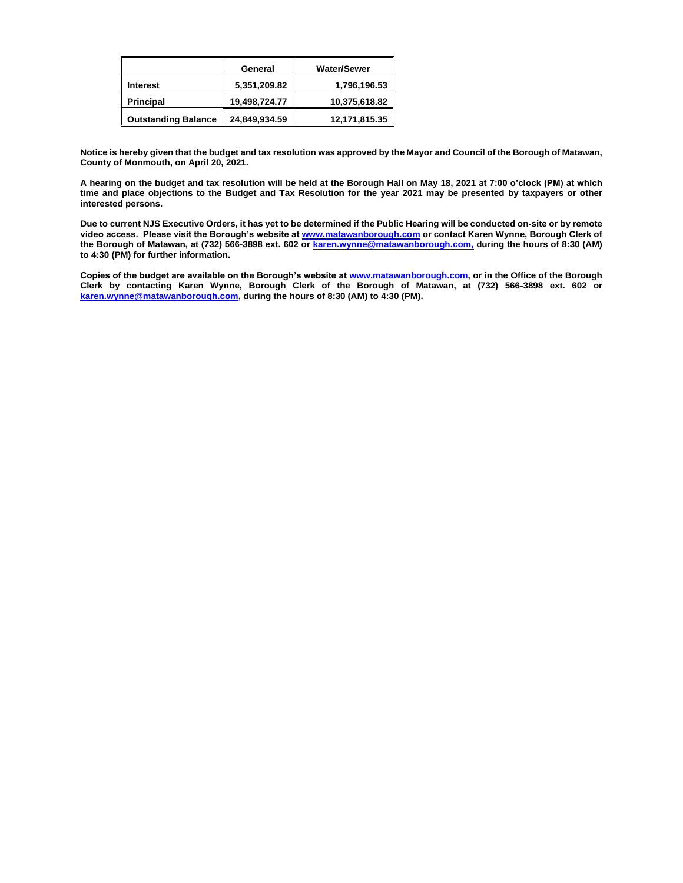| | General | Water/Sewer |
|---|---|---|
| **Interest** | **5,351,209.82** | **1,796,196.53** |
| **Principal** | **19,498,724.77** | **10,375,618.82** |
| **Outstanding Balance** | **24,849,934.59** | **12,171,815.35** |

**Notice is hereby given that the budget and tax resolution was approved by the Mayor and Council of the Borough of Matawan, County of Monmouth, on April 20, 2021.**

**A hearing on the budget and tax resolution will be held at the Borough Hall on May 18, 2021 at 7:00 o'clock (PM) at which time and place objections to the Budget and Tax Resolution for the year 2021 may be presented by taxpayers or other interested persons.**

**Due to current NJS Executive Orders, it has yet to be determined if the Public Hearing will be conducted on-site or by remote video access. Please visit the Borough's website at [www.matawanborough.com](http://www.matawanborough.com) or contact Karen Wynne, Borough Clerk of the Borough of Matawan, at (732) 566-3898 ext. 602 or [karen.wynne@matawanborough.com,](mailto:karen.wynne@matawanborough.com) during the hours of 8:30 (AM) to 4:30 (PM) for further information.**

**Copies of the budget are available on the Borough's website at [www.matawanborough.com](http://www.matawanborough.com), or in the Office of the Borough Clerk by contacting Karen Wynne, Borough Clerk of the Borough of Matawan, at (732) 566-3898 ext. 602 or [karen.wynne@matawanborough.com](mailto:karen.wynne@matawanborough.com), during the hours of 8:30 (AM) to 4:30 (PM).**